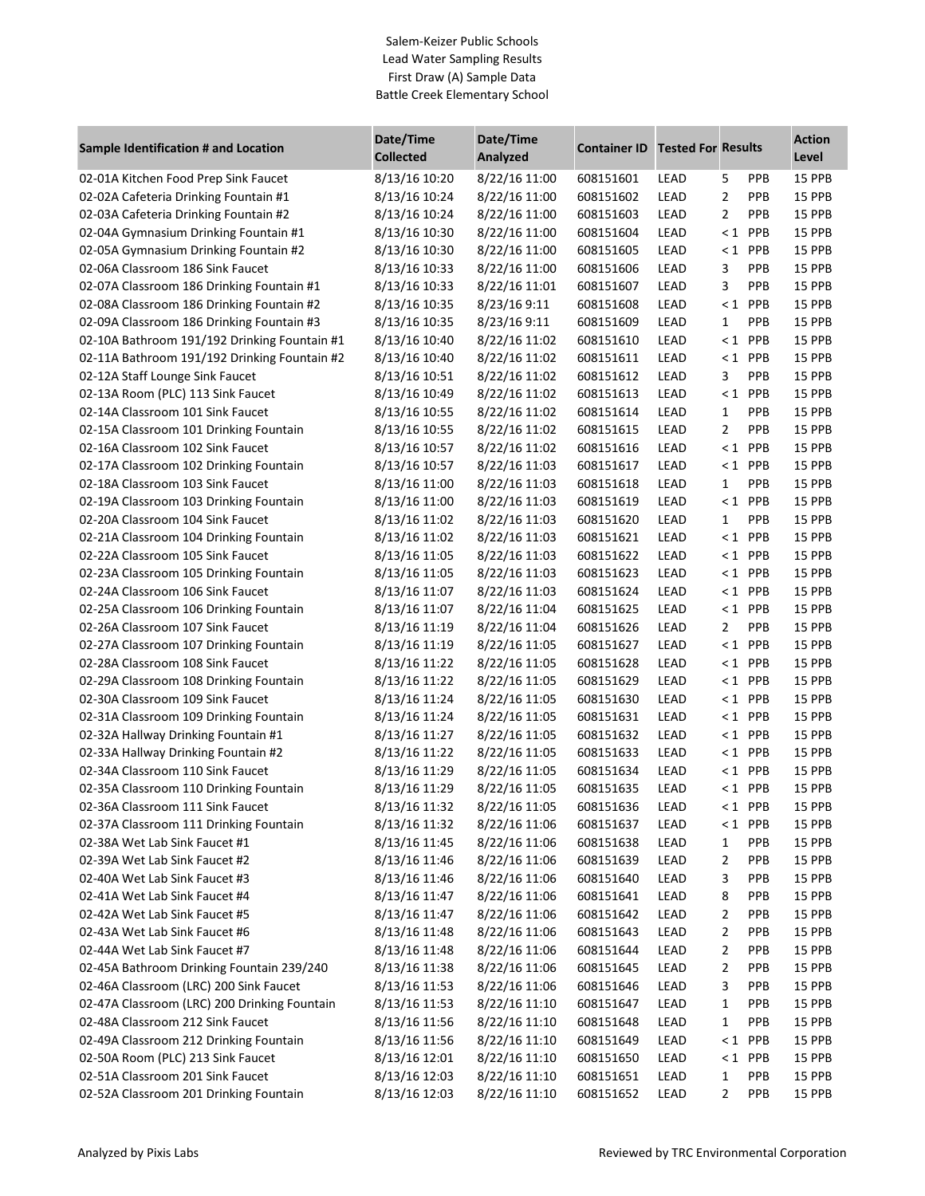Salem-Keizer Public Schools
Lead Water Sampling Results
First Draw (A) Sample Data
Battle Creek Elementary School

| Sample Identification # and Location | Date/Time Collected | Date/Time Analyzed | Container ID | Tested For | Results | | Action Level |
|---|---|---|---|---|---|---|---|
| 02-01A Kitchen Food Prep Sink Faucet | 8/13/16 10:20 | 8/22/16 11:00 | 608151601 | LEAD | 5 | PPB | 15 PPB |
| 02-02A Cafeteria Drinking Fountain #1 | 8/13/16 10:24 | 8/22/16 11:00 | 608151602 | LEAD | 2 | PPB | 15 PPB |
| 02-03A Cafeteria Drinking Fountain #2 | 8/13/16 10:24 | 8/22/16 11:00 | 608151603 | LEAD | 2 | PPB | 15 PPB |
| 02-04A Gymnasium Drinking Fountain #1 | 8/13/16 10:30 | 8/22/16 11:00 | 608151604 | LEAD | < 1 | PPB | 15 PPB |
| 02-05A Gymnasium Drinking Fountain #2 | 8/13/16 10:30 | 8/22/16 11:00 | 608151605 | LEAD | < 1 | PPB | 15 PPB |
| 02-06A Classroom 186 Sink Faucet | 8/13/16 10:33 | 8/22/16 11:00 | 608151606 | LEAD | 3 | PPB | 15 PPB |
| 02-07A Classroom 186 Drinking Fountain #1 | 8/13/16 10:33 | 8/22/16 11:01 | 608151607 | LEAD | 3 | PPB | 15 PPB |
| 02-08A Classroom 186 Drinking Fountain #2 | 8/13/16 10:35 | 8/23/16 9:11 | 608151608 | LEAD | < 1 | PPB | 15 PPB |
| 02-09A Classroom 186 Drinking Fountain #3 | 8/13/16 10:35 | 8/23/16 9:11 | 608151609 | LEAD | 1 | PPB | 15 PPB |
| 02-10A Bathroom 191/192 Drinking Fountain #1 | 8/13/16 10:40 | 8/22/16 11:02 | 608151610 | LEAD | < 1 | PPB | 15 PPB |
| 02-11A Bathroom 191/192 Drinking Fountain #2 | 8/13/16 10:40 | 8/22/16 11:02 | 608151611 | LEAD | < 1 | PPB | 15 PPB |
| 02-12A Staff Lounge Sink Faucet | 8/13/16 10:51 | 8/22/16 11:02 | 608151612 | LEAD | 3 | PPB | 15 PPB |
| 02-13A Room (PLC) 113 Sink Faucet | 8/13/16 10:49 | 8/22/16 11:02 | 608151613 | LEAD | < 1 | PPB | 15 PPB |
| 02-14A Classroom 101 Sink Faucet | 8/13/16 10:55 | 8/22/16 11:02 | 608151614 | LEAD | 1 | PPB | 15 PPB |
| 02-15A Classroom 101 Drinking Fountain | 8/13/16 10:55 | 8/22/16 11:02 | 608151615 | LEAD | 2 | PPB | 15 PPB |
| 02-16A Classroom 102 Sink Faucet | 8/13/16 10:57 | 8/22/16 11:02 | 608151616 | LEAD | < 1 | PPB | 15 PPB |
| 02-17A Classroom 102 Drinking Fountain | 8/13/16 10:57 | 8/22/16 11:03 | 608151617 | LEAD | < 1 | PPB | 15 PPB |
| 02-18A Classroom 103 Sink Faucet | 8/13/16 11:00 | 8/22/16 11:03 | 608151618 | LEAD | 1 | PPB | 15 PPB |
| 02-19A Classroom 103 Drinking Fountain | 8/13/16 11:00 | 8/22/16 11:03 | 608151619 | LEAD | < 1 | PPB | 15 PPB |
| 02-20A Classroom 104 Sink Faucet | 8/13/16 11:02 | 8/22/16 11:03 | 608151620 | LEAD | 1 | PPB | 15 PPB |
| 02-21A Classroom 104 Drinking Fountain | 8/13/16 11:02 | 8/22/16 11:03 | 608151621 | LEAD | < 1 | PPB | 15 PPB |
| 02-22A Classroom 105 Sink Faucet | 8/13/16 11:05 | 8/22/16 11:03 | 608151622 | LEAD | < 1 | PPB | 15 PPB |
| 02-23A Classroom 105 Drinking Fountain | 8/13/16 11:05 | 8/22/16 11:03 | 608151623 | LEAD | < 1 | PPB | 15 PPB |
| 02-24A Classroom 106 Sink Faucet | 8/13/16 11:07 | 8/22/16 11:03 | 608151624 | LEAD | < 1 | PPB | 15 PPB |
| 02-25A Classroom 106 Drinking Fountain | 8/13/16 11:07 | 8/22/16 11:04 | 608151625 | LEAD | < 1 | PPB | 15 PPB |
| 02-26A Classroom 107 Sink Faucet | 8/13/16 11:19 | 8/22/16 11:04 | 608151626 | LEAD | 2 | PPB | 15 PPB |
| 02-27A Classroom 107 Drinking Fountain | 8/13/16 11:19 | 8/22/16 11:05 | 608151627 | LEAD | < 1 | PPB | 15 PPB |
| 02-28A Classroom 108 Sink Faucet | 8/13/16 11:22 | 8/22/16 11:05 | 608151628 | LEAD | < 1 | PPB | 15 PPB |
| 02-29A Classroom 108 Drinking Fountain | 8/13/16 11:22 | 8/22/16 11:05 | 608151629 | LEAD | < 1 | PPB | 15 PPB |
| 02-30A Classroom 109 Sink Faucet | 8/13/16 11:24 | 8/22/16 11:05 | 608151630 | LEAD | < 1 | PPB | 15 PPB |
| 02-31A Classroom 109 Drinking Fountain | 8/13/16 11:24 | 8/22/16 11:05 | 608151631 | LEAD | < 1 | PPB | 15 PPB |
| 02-32A Hallway Drinking Fountain #1 | 8/13/16 11:27 | 8/22/16 11:05 | 608151632 | LEAD | < 1 | PPB | 15 PPB |
| 02-33A Hallway Drinking Fountain #2 | 8/13/16 11:22 | 8/22/16 11:05 | 608151633 | LEAD | < 1 | PPB | 15 PPB |
| 02-34A Classroom 110 Sink Faucet | 8/13/16 11:29 | 8/22/16 11:05 | 608151634 | LEAD | < 1 | PPB | 15 PPB |
| 02-35A Classroom 110 Drinking Fountain | 8/13/16 11:29 | 8/22/16 11:05 | 608151635 | LEAD | < 1 | PPB | 15 PPB |
| 02-36A Classroom 111 Sink Faucet | 8/13/16 11:32 | 8/22/16 11:05 | 608151636 | LEAD | < 1 | PPB | 15 PPB |
| 02-37A Classroom 111 Drinking Fountain | 8/13/16 11:32 | 8/22/16 11:06 | 608151637 | LEAD | < 1 | PPB | 15 PPB |
| 02-38A Wet Lab Sink Faucet #1 | 8/13/16 11:45 | 8/22/16 11:06 | 608151638 | LEAD | 1 | PPB | 15 PPB |
| 02-39A Wet Lab Sink Faucet #2 | 8/13/16 11:46 | 8/22/16 11:06 | 608151639 | LEAD | 2 | PPB | 15 PPB |
| 02-40A Wet Lab Sink Faucet #3 | 8/13/16 11:46 | 8/22/16 11:06 | 608151640 | LEAD | 3 | PPB | 15 PPB |
| 02-41A Wet Lab Sink Faucet #4 | 8/13/16 11:47 | 8/22/16 11:06 | 608151641 | LEAD | 8 | PPB | 15 PPB |
| 02-42A Wet Lab Sink Faucet #5 | 8/13/16 11:47 | 8/22/16 11:06 | 608151642 | LEAD | 2 | PPB | 15 PPB |
| 02-43A Wet Lab Sink Faucet #6 | 8/13/16 11:48 | 8/22/16 11:06 | 608151643 | LEAD | 2 | PPB | 15 PPB |
| 02-44A Wet Lab Sink Faucet #7 | 8/13/16 11:48 | 8/22/16 11:06 | 608151644 | LEAD | 2 | PPB | 15 PPB |
| 02-45A Bathroom Drinking Fountain 239/240 | 8/13/16 11:38 | 8/22/16 11:06 | 608151645 | LEAD | 2 | PPB | 15 PPB |
| 02-46A Classroom (LRC) 200 Sink Faucet | 8/13/16 11:53 | 8/22/16 11:06 | 608151646 | LEAD | 3 | PPB | 15 PPB |
| 02-47A Classroom (LRC) 200 Drinking Fountain | 8/13/16 11:53 | 8/22/16 11:10 | 608151647 | LEAD | 1 | PPB | 15 PPB |
| 02-48A Classroom 212 Sink Faucet | 8/13/16 11:56 | 8/22/16 11:10 | 608151648 | LEAD | 1 | PPB | 15 PPB |
| 02-49A Classroom 212 Drinking Fountain | 8/13/16 11:56 | 8/22/16 11:10 | 608151649 | LEAD | < 1 | PPB | 15 PPB |
| 02-50A Room (PLC) 213 Sink Faucet | 8/13/16 12:01 | 8/22/16 11:10 | 608151650 | LEAD | < 1 | PPB | 15 PPB |
| 02-51A Classroom 201 Sink Faucet | 8/13/16 12:03 | 8/22/16 11:10 | 608151651 | LEAD | 1 | PPB | 15 PPB |
| 02-52A Classroom 201 Drinking Fountain | 8/13/16 12:03 | 8/22/16 11:10 | 608151652 | LEAD | 2 | PPB | 15 PPB |

Analyzed by Pixis Labs

Reviewed by TRC Environmental Corporation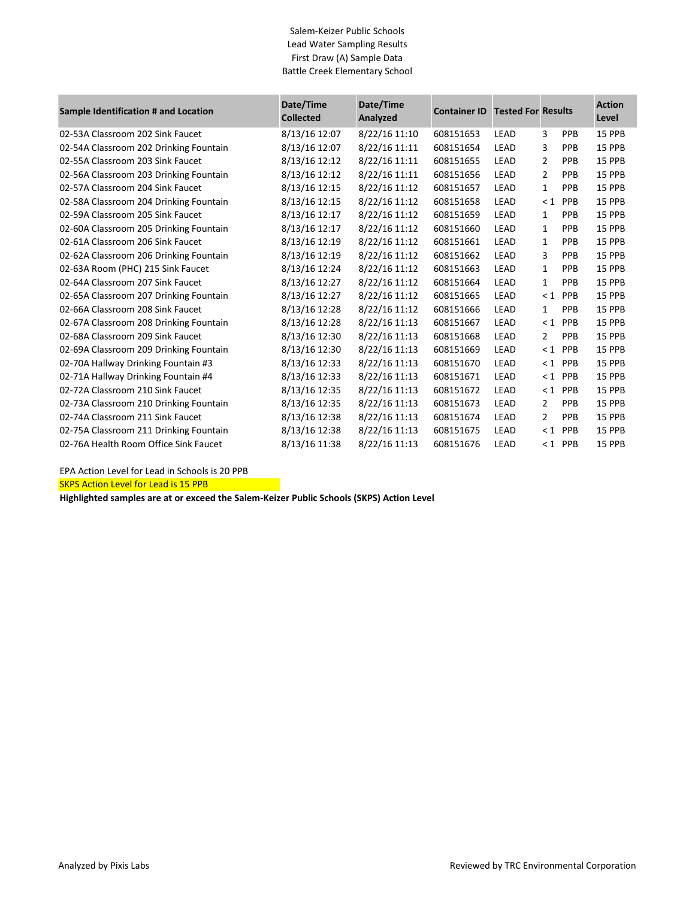Salem-Keizer Public Schools
Lead Water Sampling Results
First Draw (A) Sample Data
Battle Creek Elementary School

| Sample Identification # and Location | Date/Time Collected | Date/Time Analyzed | Container ID | Tested For | Results | | Action Level |
|---|---|---|---|---|---|---|---|
| 02-53A Classroom 202 Sink Faucet | 8/13/16 12:07 | 8/22/16 11:10 | 608151653 | LEAD | 3 | PPB | 15 PPB |
| 02-54A Classroom 202 Drinking Fountain | 8/13/16 12:07 | 8/22/16 11:11 | 608151654 | LEAD | 3 | PPB | 15 PPB |
| 02-55A Classroom 203 Sink Faucet | 8/13/16 12:12 | 8/22/16 11:11 | 608151655 | LEAD | 2 | PPB | 15 PPB |
| 02-56A Classroom 203 Drinking Fountain | 8/13/16 12:12 | 8/22/16 11:11 | 608151656 | LEAD | 2 | PPB | 15 PPB |
| 02-57A Classroom 204 Sink Faucet | 8/13/16 12:15 | 8/22/16 11:12 | 608151657 | LEAD | 1 | PPB | 15 PPB |
| 02-58A Classroom 204 Drinking Fountain | 8/13/16 12:15 | 8/22/16 11:12 | 608151658 | LEAD | < 1 | PPB | 15 PPB |
| 02-59A Classroom 205 Sink Faucet | 8/13/16 12:17 | 8/22/16 11:12 | 608151659 | LEAD | 1 | PPB | 15 PPB |
| 02-60A Classroom 205 Drinking Fountain | 8/13/16 12:17 | 8/22/16 11:12 | 608151660 | LEAD | 1 | PPB | 15 PPB |
| 02-61A Classroom 206 Sink Faucet | 8/13/16 12:19 | 8/22/16 11:12 | 608151661 | LEAD | 1 | PPB | 15 PPB |
| 02-62A Classroom 206 Drinking Fountain | 8/13/16 12:19 | 8/22/16 11:12 | 608151662 | LEAD | 3 | PPB | 15 PPB |
| 02-63A Room (PHC) 215 Sink Faucet | 8/13/16 12:24 | 8/22/16 11:12 | 608151663 | LEAD | 1 | PPB | 15 PPB |
| 02-64A Classroom 207 Sink Faucet | 8/13/16 12:27 | 8/22/16 11:12 | 608151664 | LEAD | 1 | PPB | 15 PPB |
| 02-65A Classroom 207 Drinking Fountain | 8/13/16 12:27 | 8/22/16 11:12 | 608151665 | LEAD | < 1 | PPB | 15 PPB |
| 02-66A Classroom 208 Sink Faucet | 8/13/16 12:28 | 8/22/16 11:12 | 608151666 | LEAD | 1 | PPB | 15 PPB |
| 02-67A Classroom 208 Drinking Fountain | 8/13/16 12:28 | 8/22/16 11:13 | 608151667 | LEAD | < 1 | PPB | 15 PPB |
| 02-68A Classroom 209 Sink Faucet | 8/13/16 12:30 | 8/22/16 11:13 | 608151668 | LEAD | 2 | PPB | 15 PPB |
| 02-69A Classroom 209 Drinking Fountain | 8/13/16 12:30 | 8/22/16 11:13 | 608151669 | LEAD | < 1 | PPB | 15 PPB |
| 02-70A Hallway Drinking Fountain #3 | 8/13/16 12:33 | 8/22/16 11:13 | 608151670 | LEAD | < 1 | PPB | 15 PPB |
| 02-71A Hallway Drinking Fountain #4 | 8/13/16 12:33 | 8/22/16 11:13 | 608151671 | LEAD | < 1 | PPB | 15 PPB |
| 02-72A Classroom 210 Sink Faucet | 8/13/16 12:35 | 8/22/16 11:13 | 608151672 | LEAD | < 1 | PPB | 15 PPB |
| 02-73A Classroom 210 Drinking Fountain | 8/13/16 12:35 | 8/22/16 11:13 | 608151673 | LEAD | 2 | PPB | 15 PPB |
| 02-74A Classroom 211 Sink Faucet | 8/13/16 12:38 | 8/22/16 11:13 | 608151674 | LEAD | 2 | PPB | 15 PPB |
| 02-75A Classroom 211 Drinking Fountain | 8/13/16 12:38 | 8/22/16 11:13 | 608151675 | LEAD | < 1 | PPB | 15 PPB |
| 02-76A Health Room Office Sink Faucet | 8/13/16 11:38 | 8/22/16 11:13 | 608151676 | LEAD | < 1 | PPB | 15 PPB |

EPA Action Level for Lead in Schools is 20 PPB

SKPS Action Level for Lead is 15 PPB

**Highlighted samples are at or exceed the Salem-Keizer Public Schools (SKPS) Action Level**

Analyzed by Pixis Labs

Reviewed by TRC Environmental Corporation